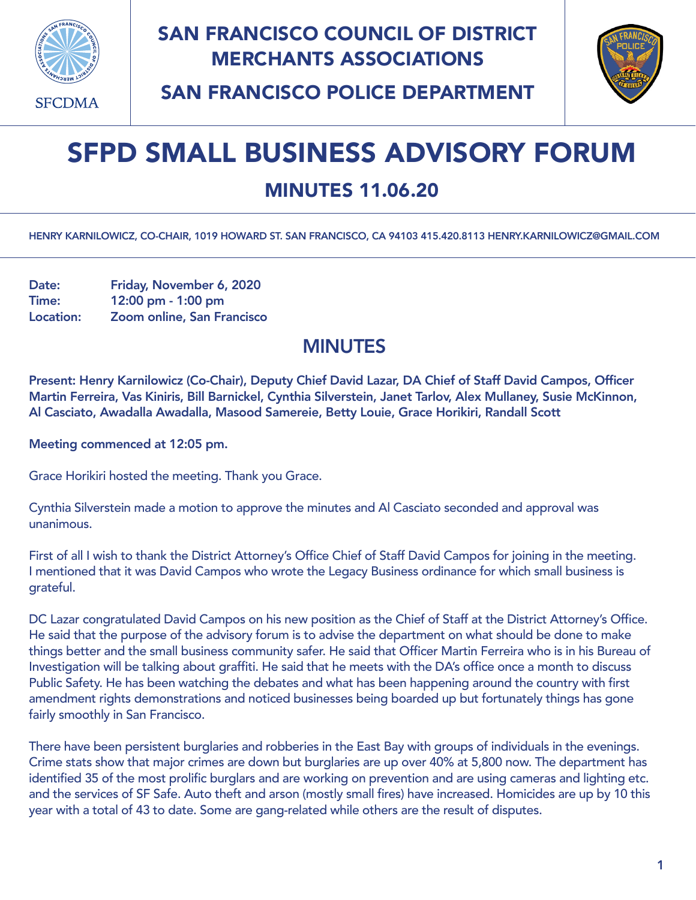# SAN FRANCISCO COUNCIL OF DISTRICT MERCHANTS ASSOCIATIONS

## SAN FRANCISCO POLICE DEPARTMENT

SFCDMA

# SFPD SMALL BUSINESS ADVISORY FORUM

## MINUTES 11.06.20

HENRY KARNILOWICZ, CO-CHAIR, 1019 HOWARD ST. SAN FRANCISCO, CA 94103 415.420.8113 HENRY.KARNILOWICZ@GMAIL.COM

**Date:** Friday, November 6, 2020
**Time:** 12:00 pm - 1:00 pm
**Location:** Zoom online, San Francisco

## MINUTES

**Present: Henry Karnilowicz (Co-Chair), Deputy Chief David Lazar, DA Chief of Staff David Campos, Officer Martin Ferreira, Vas Kiniris, Bill Barnickel, Cynthia Silverstein, Janet Tarlov, Alex Mullaney, Susie McKinnon, Al Casciato, Awadalla Awadalla, Masood Samereie, Betty Louie, Grace Horikiri, Randall Scott**

**Meeting commenced at 12:05 pm.**

Grace Horikiri hosted the meeting. Thank you Grace.

Cynthia Silverstein made a motion to approve the minutes and Al Casciato seconded and approval was unanimous.

First of all I wish to thank the District Attorney's Office Chief of Staff David Campos for joining in the meeting. I mentioned that it was David Campos who wrote the Legacy Business ordinance for which small business is grateful.

DC Lazar congratulated David Campos on his new position as the Chief of Staff at the District Attorney's Office. He said that the purpose of the advisory forum is to advise the department on what should be done to make things better and the small business community safer. He said that Officer Martin Ferreira who is in his Bureau of Investigation will be talking about graffiti. He said that he meets with the DA's office once a month to discuss Public Safety. He has been watching the debates and what has been happening around the country with first amendment rights demonstrations and noticed businesses being boarded up but fortunately things has gone fairly smoothly in San Francisco.

There have been persistent burglaries and robberies in the East Bay with groups of individuals in the evenings. Crime stats show that major crimes are down but burglaries are up over 40% at 5,800 now. The department has identified 35 of the most prolific burglars and are working on prevention and are using cameras and lighting etc. and the services of SF Safe. Auto theft and arson (mostly small fires) have increased. Homicides are up by 10 this year with a total of 43 to date. Some are gang-related while others are the result of disputes.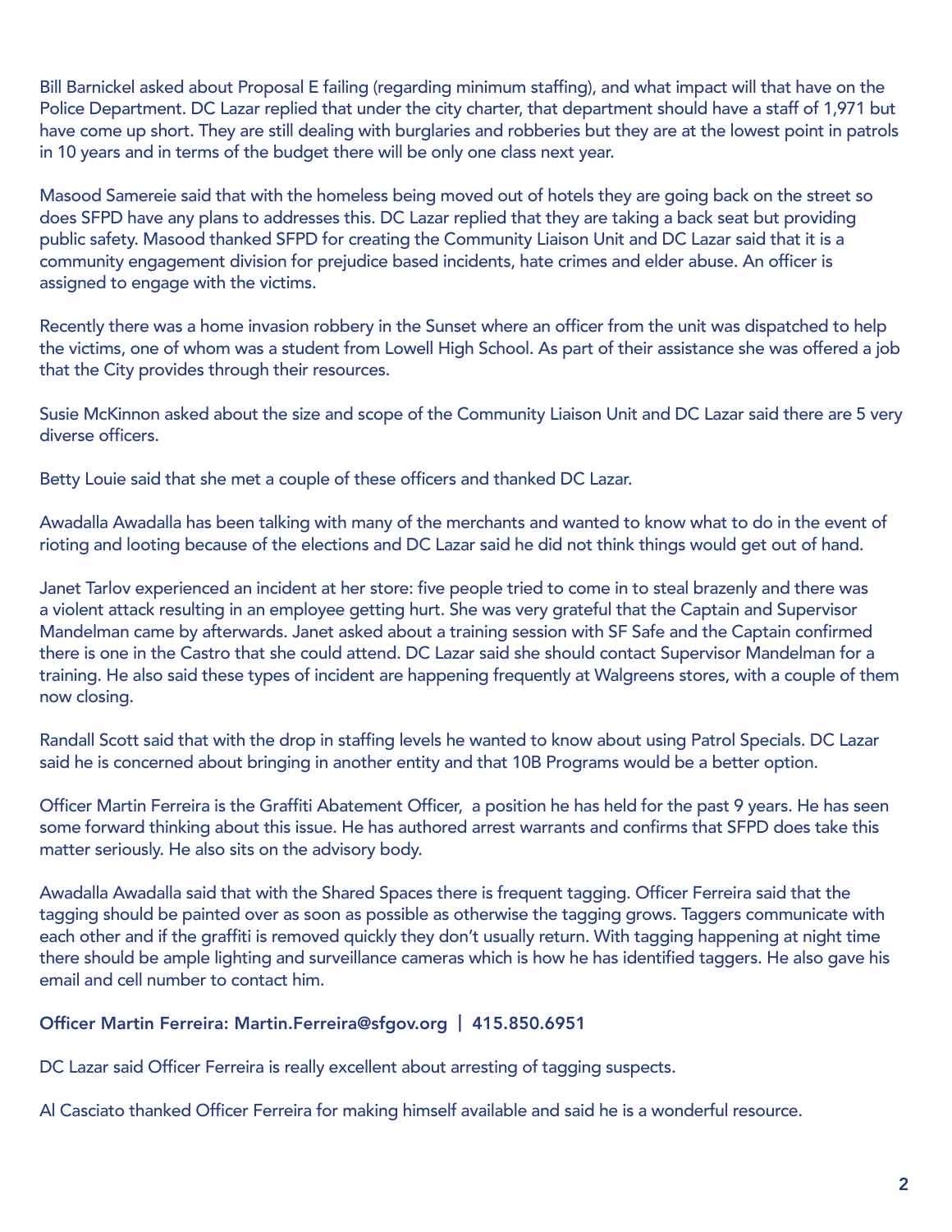Bill Barnickel asked about Proposal E failing (regarding minimum staffing), and what impact will that have on the Police Department. DC Lazar replied that under the city charter, that department should have a staff of 1,971 but have come up short. They are still dealing with burglaries and robberies but they are at the lowest point in patrols in 10 years and in terms of the budget there will be only one class next year.

Masood Samereie said that with the homeless being moved out of hotels they are going back on the street so does SFPD have any plans to addresses this. DC Lazar replied that they are taking a back seat but providing public safety. Masood thanked SFPD for creating the Community Liaison Unit and DC Lazar said that it is a community engagement division for prejudice based incidents, hate crimes and elder abuse. An officer is assigned to engage with the victims.

Recently there was a home invasion robbery in the Sunset where an officer from the unit was dispatched to help the victims, one of whom was a student from Lowell High School. As part of their assistance she was offered a job that the City provides through their resources.

Susie McKinnon asked about the size and scope of the Community Liaison Unit and DC Lazar said there are 5 very diverse officers.

Betty Louie said that she met a couple of these officers and thanked DC Lazar.

Awadalla Awadalla has been talking with many of the merchants and wanted to know what to do in the event of rioting and looting because of the elections and DC Lazar said he did not think things would get out of hand.

Janet Tarlov experienced an incident at her store: five people tried to come in to steal brazenly and there was a violent attack resulting in an employee getting hurt. She was very grateful that the Captain and Supervisor Mandelman came by afterwards. Janet asked about a training session with SF Safe and the Captain confirmed there is one in the Castro that she could attend. DC Lazar said she should contact Supervisor Mandelman for a training. He also said these types of incident are happening frequently at Walgreens stores, with a couple of them now closing.

Randall Scott said that with the drop in staffing levels he wanted to know about using Patrol Specials. DC Lazar said he is concerned about bringing in another entity and that 10B Programs would be a better option.

Officer Martin Ferreira is the Graffiti Abatement Officer, a position he has held for the past 9 years. He has seen some forward thinking about this issue. He has authored arrest warrants and confirms that SFPD does take this matter seriously. He also sits on the advisory body.

Awadalla Awadalla said that with the Shared Spaces there is frequent tagging. Officer Ferreira said that the tagging should be painted over as soon as possible as otherwise the tagging grows. Taggers communicate with each other and if the graffiti is removed quickly they don't usually return. With tagging happening at night time there should be ample lighting and surveillance cameras which is how he has identified taggers. He also gave his email and cell number to contact him.

**Officer Martin Ferreira: Martin.Ferreira@sfgov.org | 415.850.6951**

DC Lazar said Officer Ferreira is really excellent about arresting of tagging suspects.

Al Casciato thanked Officer Ferreira for making himself available and said he is a wonderful resource.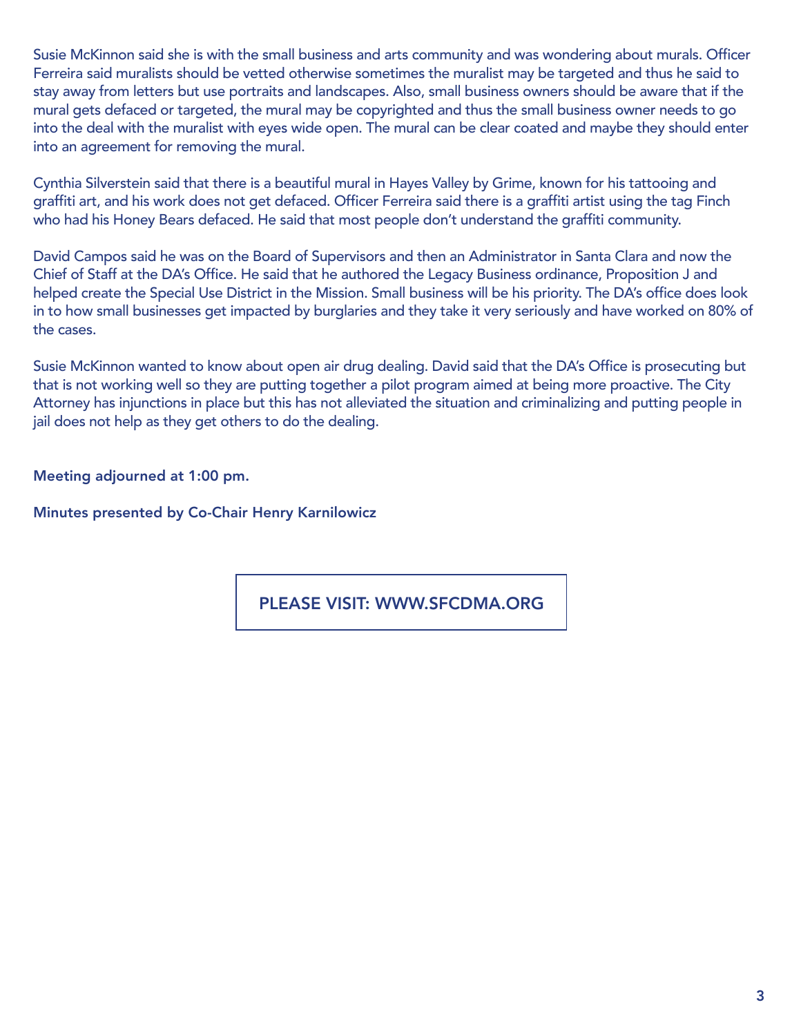Susie McKinnon said she is with the small business and arts community and was wondering about murals. Officer Ferreira said muralists should be vetted otherwise sometimes the muralist may be targeted and thus he said to stay away from letters but use portraits and landscapes. Also, small business owners should be aware that if the mural gets defaced or targeted, the mural may be copyrighted and thus the small business owner needs to go into the deal with the muralist with eyes wide open. The mural can be clear coated and maybe they should enter into an agreement for removing the mural.

Cynthia Silverstein said that there is a beautiful mural in Hayes Valley by Grime, known for his tattooing and graffiti art, and his work does not get defaced. Officer Ferreira said there is a graffiti artist using the tag Finch who had his Honey Bears defaced. He said that most people don't understand the graffiti community.

David Campos said he was on the Board of Supervisors and then an Administrator in Santa Clara and now the Chief of Staff at the DA's Office. He said that he authored the Legacy Business ordinance, Proposition J and helped create the Special Use District in the Mission. Small business will be his priority. The DA's office does look in to how small businesses get impacted by burglaries and they take it very seriously and have worked on 80% of the cases.

Susie McKinnon wanted to know about open air drug dealing. David said that the DA's Office is prosecuting but that is not working well so they are putting together a pilot program aimed at being more proactive. The City Attorney has injunctions in place but this has not alleviated the situation and criminalizing and putting people in jail does not help as they get others to do the dealing.

**Meeting adjourned at 1:00 pm.**

**Minutes presented by Co-Chair Henry Karnilowicz**

**PLEASE VISIT: WWW.SFCDMA.ORG**